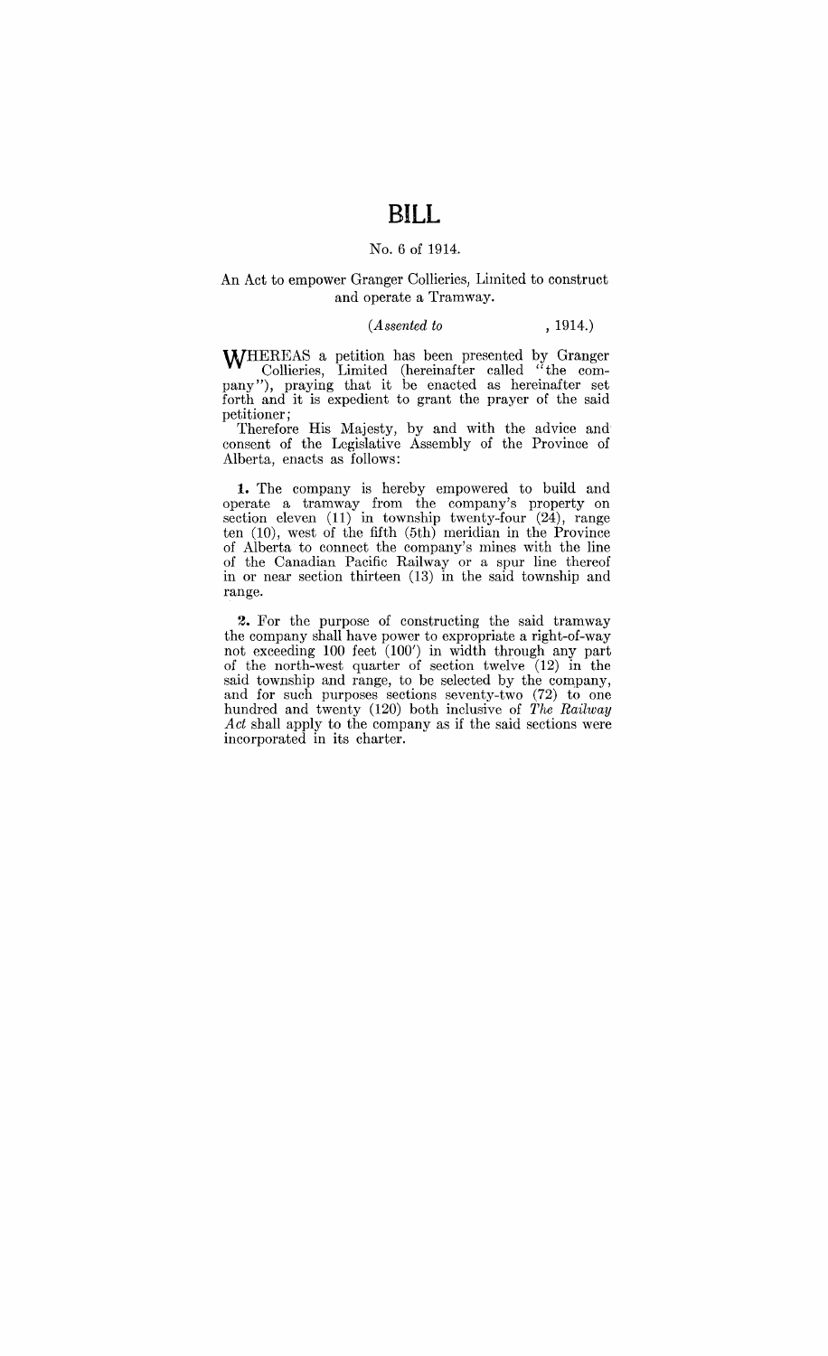# BILL

No. 6 of 1914.

An Act to empower Granger Collieries, Limited to construct and operate a Tramway.

(*Assented to* , 1914.)

WHEREAS a petition has been presented by Granger Collieries, Limited (hereinafter called "the company"), praying that it be enacted as hereinafter set forth and it is expedient to grant the prayer of the said petitioner;

Therefore His Majesty, by and with the advice and consent of the Legislative Assembly of the Province of Alberta, enacts as follows:

**1.** The company is hereby empowered to build and operate a tramway from the company's property on section eleven (11) in township twenty-four (24), range ten (10), west of the fifth (5th) meridian in the Province of Alberta to connect the company's mines with the line of the Canadian Pacific Railway or a spur line thereof in or near section thirteen (13) in the said township and range.

**2.** For the purpose of constructing the said tramway the company shall have power to expropriate a right-of-way not exceeding 100 feet (100') in width through any part of the north-west quarter of section twelve (12) in the said township and range, to be selected by the company, and for such purposes sections seventy-two (72) to one hundred and twenty (120) both inclusive of *The Railway Act* shall apply to the company as if the said sections were incorporated in its charter.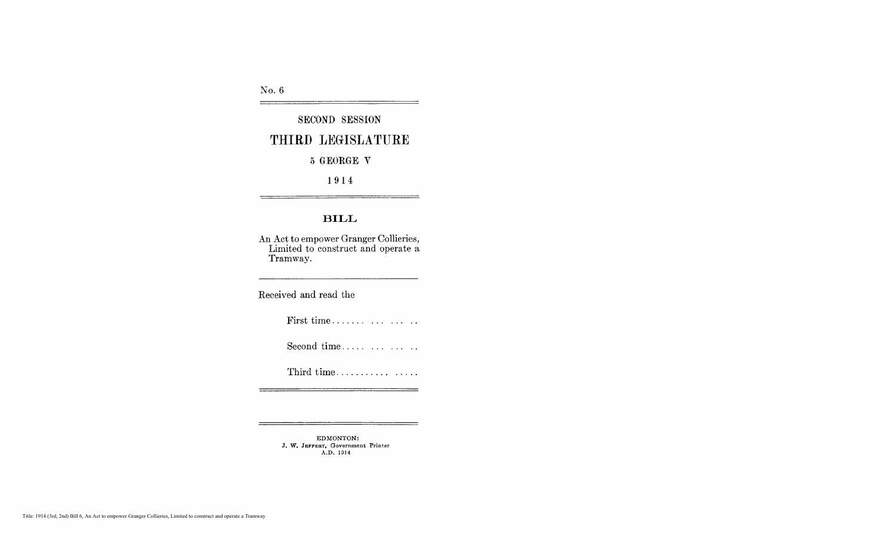No. 6

SECOND SESSION

# THIRD LEGISLATURE

5 GEORGE V

1914

## BILL

An Act to empower Granger Collieries, Limited to construct and operate a Tramway.

Received and read the

First time.......  ...  ...  ..

Second time.....  ...  ...  ..

Third time...........  .....

EDMONTON:
J. W. JEFFERY, Government Printer
A.D. 1914

Title: 1914 (3rd, 2nd) Bill 6, An Act to empower Granger Collieries, Limited to construct and operate a Tramway